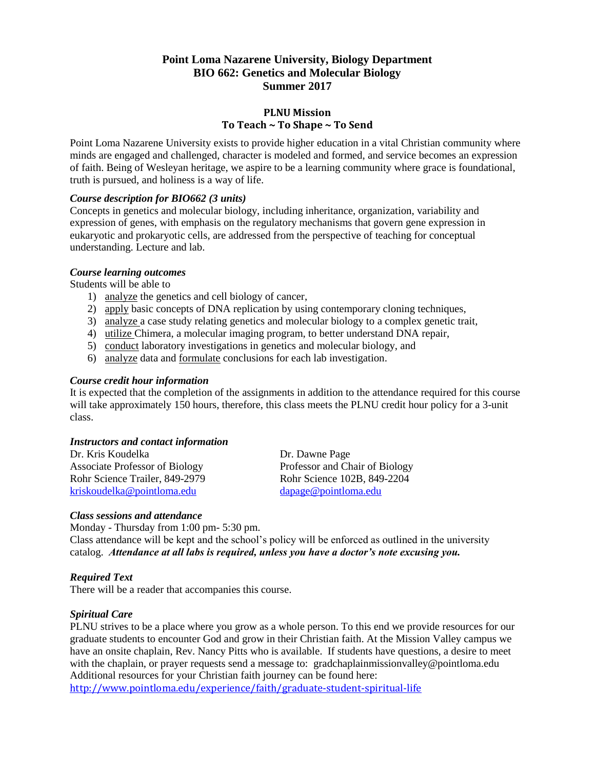# Point Loma Nazarene University, Biology Department
# BIO 662: Genetics and Molecular Biology
# Summer 2017

## PLNU Mission
## To Teach ~ To Shape ~ To Send

Point Loma Nazarene University exists to provide higher education in a vital Christian community where minds are engaged and challenged, character is modeled and formed, and service becomes an expression of faith. Being of Wesleyan heritage, we aspire to be a learning community where grace is foundational, truth is pursued, and holiness is a way of life.

### *Course description for BIO662 (3 units)*

Concepts in genetics and molecular biology, including inheritance, organization, variability and expression of genes, with emphasis on the regulatory mechanisms that govern gene expression in eukaryotic and prokaryotic cells, are addressed from the perspective of teaching for conceptual understanding. Lecture and lab.

### *Course learning outcomes*

Students will be able to

1) <u>analyze</u> the genetics and cell biology of cancer,
2) <u>apply</u> basic concepts of DNA replication by using contemporary cloning techniques,
3) <u>analyze</u> a case study relating genetics and molecular biology to a complex genetic trait,
4) <u>utilize</u> Chimera, a molecular imaging program, to better understand DNA repair,
5) <u>conduct</u> laboratory investigations in genetics and molecular biology, and
6) <u>analyze</u> data and <u>formulate</u> conclusions for each lab investigation.

### *Course credit hour information*

It is expected that the completion of the assignments in addition to the attendance required for this course will take approximately 150 hours, therefore, this class meets the PLNU credit hour policy for a 3-unit class.

### *Instructors and contact information*

Dr. Kris Koudelka
Associate Professor of Biology
Rohr Science Trailer, 849-2979
kriskoudelka@pointloma.edu

Dr. Dawne Page
Professor and Chair of Biology
Rohr Science 102B, 849-2204
dapage@pointloma.edu

### *Class sessions and attendance*

Monday - Thursday from 1:00 pm- 5:30 pm.
Class attendance will be kept and the school's policy will be enforced as outlined in the university catalog. ***Attendance at all labs is required, unless you have a doctor's note excusing you.***

### *Required Text*

There will be a reader that accompanies this course.

### *Spiritual Care*

PLNU strives to be a place where you grow as a whole person. To this end we provide resources for our graduate students to encounter God and grow in their Christian faith. At the Mission Valley campus we have an onsite chaplain, Rev. Nancy Pitts who is available. If students have questions, a desire to meet with the chaplain, or prayer requests send a message to: gradchaplainmissionvalley@pointloma.edu
Additional resources for your Christian faith journey can be found here:
http://www.pointloma.edu/experience/faith/graduate-student-spiritual-life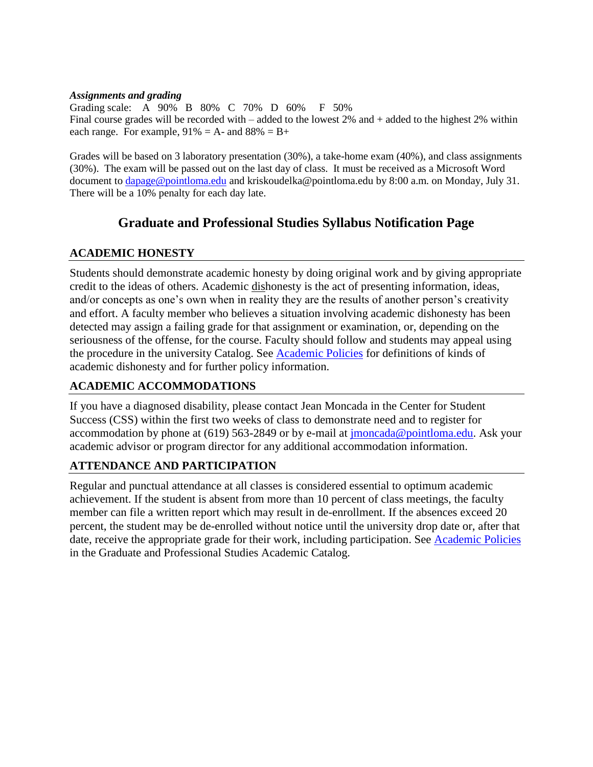***Assignments and grading***

Grading scale: A 90% B 80% C 70% D 60% F 50%

Final course grades will be recorded with – added to the lowest 2% and + added to the highest 2% within each range. For example, 91% = A- and 88% = B+

Grades will be based on 3 laboratory presentation (30%), a take-home exam (40%), and class assignments (30%). The exam will be passed out on the last day of class. It must be received as a Microsoft Word document to [dapage@pointloma.edu](mailto:dapage@pointloma.edu) and kriskoudelka@pointloma.edu by 8:00 a.m. on Monday, July 31. There will be a 10% penalty for each day late.

## Graduate and Professional Studies Syllabus Notification Page

### ACADEMIC HONESTY

Students should demonstrate academic honesty by doing original work and by giving appropriate credit to the ideas of others. Academic dishonesty is the act of presenting information, ideas, and/or concepts as one's own when in reality they are the results of another person's creativity and effort. A faculty member who believes a situation involving academic dishonesty has been detected may assign a failing grade for that assignment or examination, or, depending on the seriousness of the offense, for the course. Faculty should follow and students may appeal using the procedure in the university Catalog. See [Academic Policies]() for definitions of kinds of academic dishonesty and for further policy information.

### ACADEMIC ACCOMMODATIONS

If you have a diagnosed disability, please contact Jean Moncada in the Center for Student Success (CSS) within the first two weeks of class to demonstrate need and to register for accommodation by phone at (619) 563-2849 or by e-mail at [jmoncada@pointloma.edu](mailto:jmoncada@pointloma.edu). Ask your academic advisor or program director for any additional accommodation information.

### ATTENDANCE AND PARTICIPATION

Regular and punctual attendance at all classes is considered essential to optimum academic achievement. If the student is absent from more than 10 percent of class meetings, the faculty member can file a written report which may result in de-enrollment. If the absences exceed 20 percent, the student may be de-enrolled without notice until the university drop date or, after that date, receive the appropriate grade for their work, including participation. See [Academic Policies]() in the Graduate and Professional Studies Academic Catalog.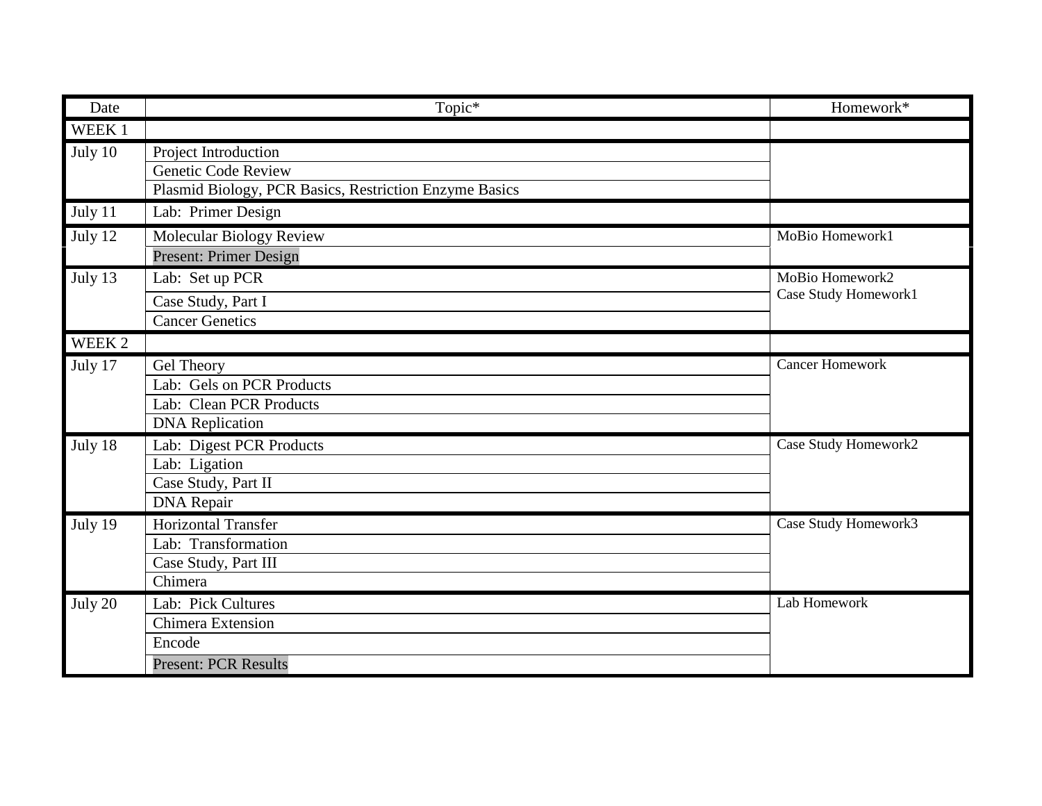| Date | Topic* | Homework* |
|---|---|---|
| WEEK 1 | | |
| July 10 | Project Introduction | |
| | Genetic Code Review | |
| | Plasmid Biology, PCR Basics, Restriction Enzyme Basics | |
| July 11 | Lab: Primer Design | |
| July 12 | Molecular Biology Review | MoBio Homework1 |
| | Present: Primer Design | |
| July 13 | Lab: Set up PCR | MoBio Homework2<br>Case Study Homework1 |
| | Case Study, Part I | |
| | Cancer Genetics | |
| WEEK 2 | | |
| July 17 | Gel Theory | Cancer Homework |
| | Lab: Gels on PCR Products | |
| | Lab: Clean PCR Products | |
| | DNA Replication | |
| July 18 | Lab: Digest PCR Products | Case Study Homework2 |
| | Lab: Ligation | |
| | Case Study, Part II | |
| | DNA Repair | |
| July 19 | Horizontal Transfer | Case Study Homework3 |
| | Lab: Transformation | |
| | Case Study, Part III | |
| | Chimera | |
| July 20 | Lab: Pick Cultures | Lab Homework |
| | Chimera Extension | |
| | Encode | |
| | Present: PCR Results | |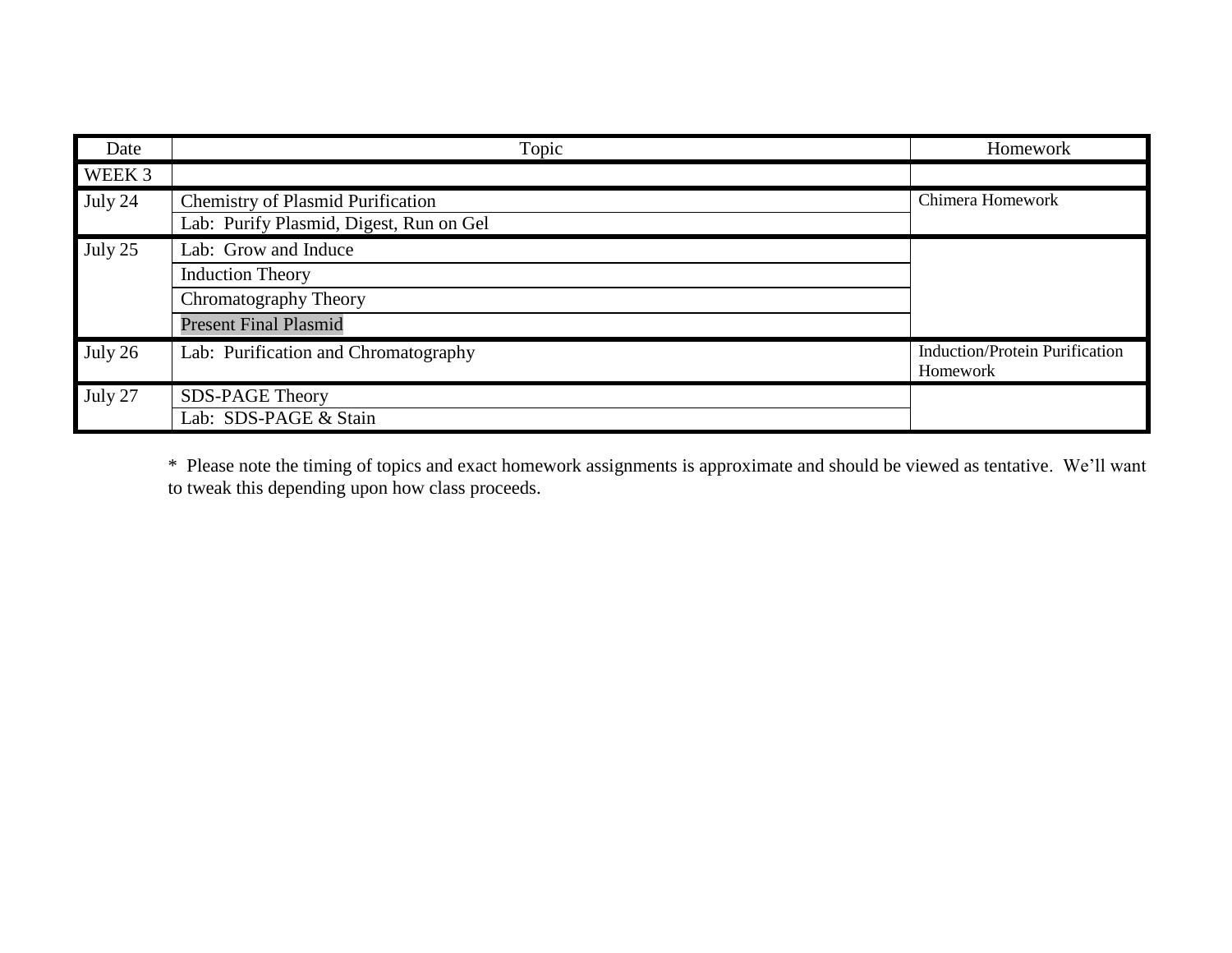| Date | Topic | Homework |
|---|---|---|
| WEEK 3 | | |
| July 24 | Chemistry of Plasmid Purification | Chimera Homework |
| | Lab: Purify Plasmid, Digest, Run on Gel | |
| July 25 | Lab: Grow and Induce | |
| | Induction Theory | |
| | Chromatography Theory | |
| | Present Final Plasmid | |
| July 26 | Lab: Purification and Chromatography | Induction/Protein Purification Homework |
| July 27 | SDS-PAGE Theory | |
| | Lab: SDS-PAGE & Stain | |

* Please note the timing of topics and exact homework assignments is approximate and should be viewed as tentative. We'll want to tweak this depending upon how class proceeds.